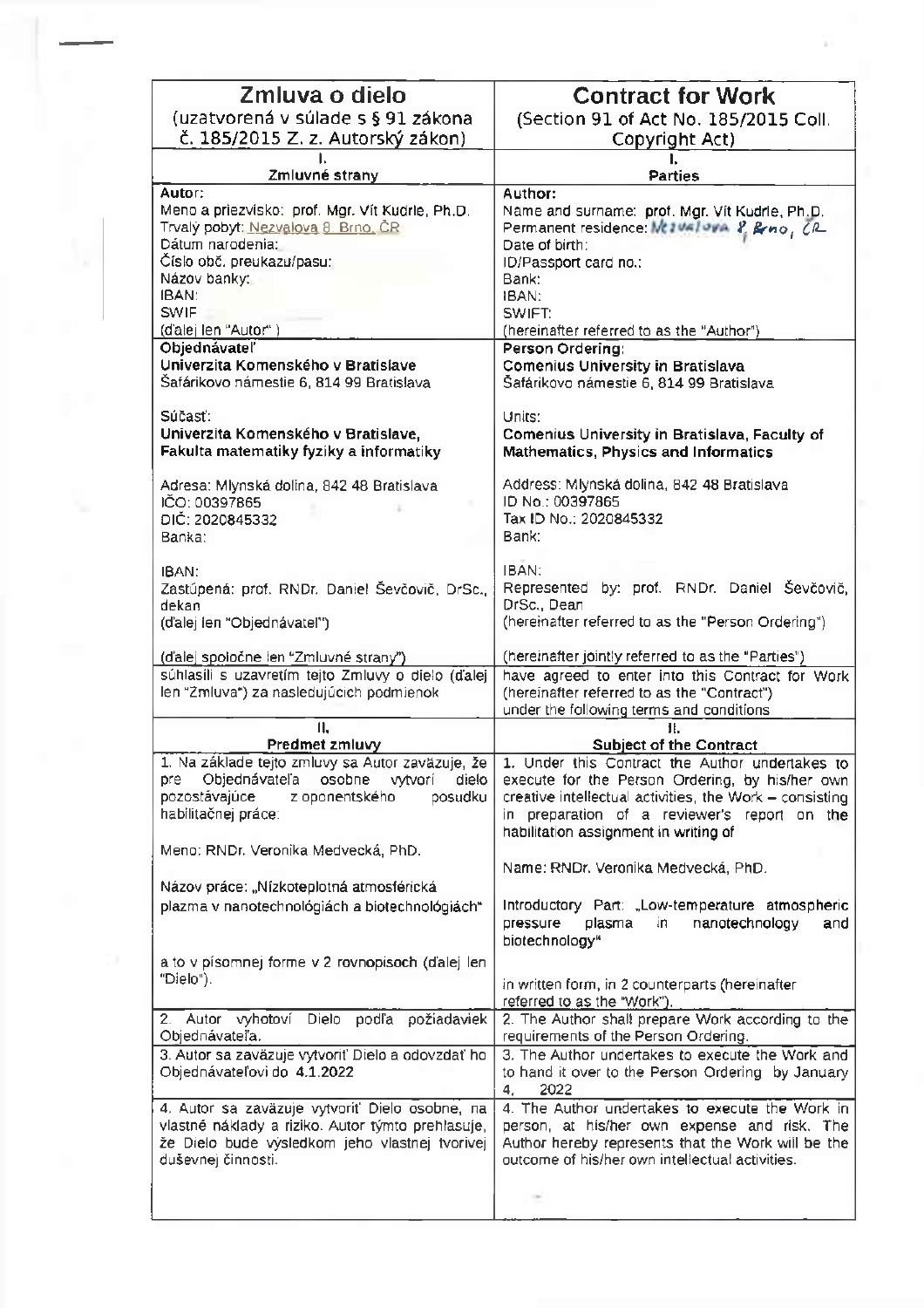| Zmluva o dielo (uzatvorená v súlade s § 91 zákona č. 185/2015 Z. z. Autorský zákon) | Contract for Work (Section 91 of Act No. 185/2015 Coll. Copyright Act) |
|---|---|
| **I. Zmluvné strany** | **I. Parties** |
| **Autor:** Meno a priezvisko: prof. Mgr. Vít Kudrle, Ph.D. Trvalý pobyt: Nezvalova 8, Brno, ČR Dátum narodenia: Číslo obč. preukazu/pasu: Názov banky: IBAN: SWIF (ďalej len "Autor") | **Author:** Name and surname: prof. Mgr. Vít Kudrle, Ph.D. Permanent residence: Nezvalova 8, Brno, ČR Date of birth: ID/Passport card no.: Bank: IBAN: SWIFT: (hereinafter referred to as the "Author") |
| **Objednávateľ** **Univerzita Komenského v Bratislave** Šafárikovo námestie 6, 814 99 Bratislava<br><br>Súčasť: **Univerzita Komenského v Bratislave, Fakulta matematiky fyziky a informatiky**<br><br>Adresa: Mlynská dolina, 842 48 Bratislava IČO: 00397865 DIČ: 2020845332 Banka:<br><br>IBAN: Zastúpená: prof. RNDr. Daniel Ševčovič, DrSc., dekan (ďalej len "Objednávateľ")<br><br>(ďalej spoločne len "Zmluvné strany") | **Person Ordering:** **Comenius University in Bratislava** Šafárikovo námestie 6, 814 99 Bratislava<br><br>Units: **Comenius University in Bratislava, Faculty of Mathematics, Physics and Informatics**<br><br>Address: Mlynská dolina, 842 48 Bratislava ID No.: 00397865 Tax ID No.: 2020845332 Bank:<br><br>IBAN: Represented by: prof. RNDr. Daniel Ševčovič, DrSc., Dean (hereinafter referred to as the "Person Ordering")<br><br>(hereinafter jointly referred to as the "Parties") |
| súhlasili s uzavretím tejto Zmluvy o dielo (ďalej len "Zmluva") za nasledujúcich podmienok | have agreed to enter into this Contract for Work (hereinafter referred to as the "Contract") under the following terms and conditions |
| **II. Predmet zmluvy** | **II. Subject of the Contract** |
| 1. Na základe tejto zmluvy sa Autor zaväzuje, že pre Objednávateľa osobne vytvorí dielo pozostávajúce z oponentského posudku habilitačnej práce:<br><br>Meno: RNDr. Veronika Medvecká, PhD.<br><br>Názov práce: „Nízkoteplotná atmosférická plazma v nanotechnológiách a biotechnológiách"<br><br>a to v písomnej forme v 2 rovnopisoch (ďalej len "Dielo"). | 1. Under this Contract the Author undertakes to execute for the Person Ordering, by his/her own creative intellectual activities, the Work – consisting in preparation of a reviewer's report on the habilitation assignment in writing of<br><br>Name: RNDr. Veronika Medvecká, PhD.<br><br>Introductory Part: „Low-temperature atmospheric pressure plasma in nanotechnology and biotechnology"<br><br>in written form, in 2 counterparts (hereinafter referred to as the "Work"). |
| 2. Autor vyhotoví Dielo podľa požiadaviek Objednávateľa. | 2. The Author shall prepare Work according to the requirements of the Person Ordering. |
| 3. Autor sa zaväzuje vytvoriť Dielo a odovzdať ho Objednávateľovi do 4.1.2022 | 3. The Author undertakes to execute the Work and to hand it over to the Person Ordering by January 4, 2022 |
| 4. Autor sa zaväzuje vytvoriť Dielo osobne, na vlastné náklady a riziko. Autor týmto prehlasuje, že Dielo bude výsledkom jeho vlastnej tvorivej duševnej činnosti. | 4. The Author undertakes to execute the Work in person, at his/her own expense and risk. The Author hereby represents that the Work will be the outcome of his/her own intellectual activities. |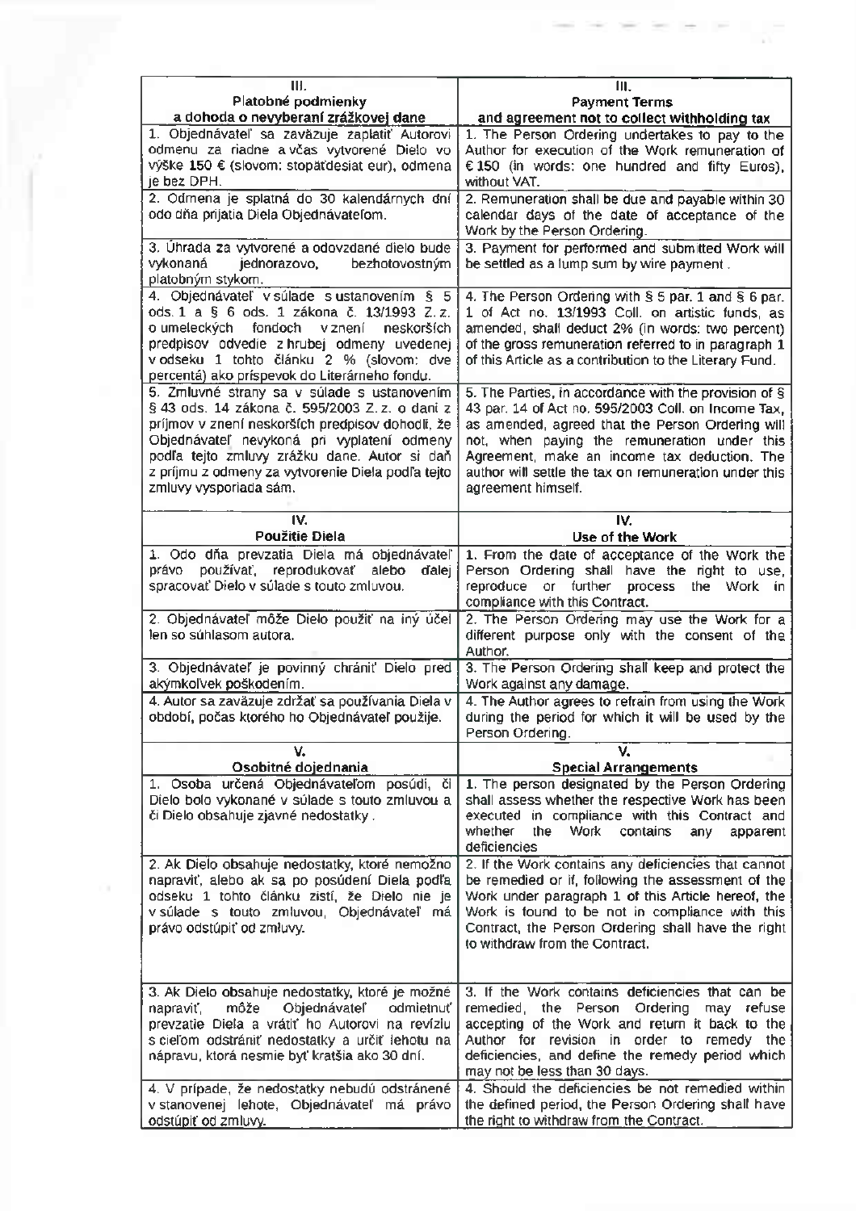| III.<br>Platobné podmienky<br>a dohoda o nevyberaní zrážkovej dane | III.<br>Payment Terms<br>and agreement not to collect withholding tax |
|---|---|
| 1. Objednávateľ sa zaväzuje zaplatiť Autorovi odmenu za riadne a včas vytvorené Dielo vo výške 150 € (slovom: stopäťdesiat eur), odmena je bez DPH. | 1. The Person Ordering undertakes to pay to the Author for execution of the Work remuneration of € 150 (in words: one hundred and fifty Euros), without VAT. |
| 2. Odmena je splatná do 30 kalendárnych dní odo dňa prijatia Diela Objednávateľom. | 2. Remuneration shall be due and payable within 30 calendar days of the date of acceptance of the Work by the Person Ordering. |
| 3. Úhrada za vytvorené a odovzdané dielo bude vykonaná jednorazovo, bezhotovostným platobným stykom. | 3. Payment for performed and submitted Work will be settled as a lump sum by wire payment . |
| 4. Objednávateľ v súlade s ustanovením § 5 ods. 1 a § 6 ods. 1 zákona č. 13/1993 Z. z. o umeleckých fondoch v znení neskorších predpisov odvedie z hrubej odmeny uvedenej v odseku 1 tohto článku 2 % (slovom: dve percentá) ako príspevok do Literárneho fondu. | 4. The Person Ordering with § 5 par. 1 and § 6 par. 1 of Act no. 13/1993 Coll. on artistic funds, as amended, shall deduct 2% (in words: two percent) of the gross remuneration referred to in paragraph 1 of this Article as a contribution to the Literary Fund. |
| 5. Zmluvné strany sa v súlade s ustanovením § 43 ods. 14 zákona č. 595/2003 Z. z. o dani z príjmov v znení neskorších predpisov dohodli, že Objednávateľ nevykoná pri vyplatení odmeny podľa tejto zmluvy zrážku dane. Autor si daň z príjmu z odmeny za vytvorenie Diela podľa tejto zmluvy vysporiada sám. | 5. The Parties, in accordance with the provision of § 43 par. 14 of Act no. 595/2003 Coll. on Income Tax, as amended, agreed that the Person Ordering will not, when paying the remuneration under this Agreement, make an income tax deduction. The author will settle the tax on remuneration under this agreement himself. |
| **IV.<br>Použitie Diela** | **IV.<br>Use of the Work** |
| 1. Odo dňa prevzatia Diela má objednávateľ právo používať, reprodukovať alebo ďalej spracovať Dielo v súlade s touto zmluvou. | 1. From the date of acceptance of the Work the Person Ordering shall have the right to use, reproduce or further process the Work in compliance with this Contract. |
| 2. Objednávateľ môže Dielo použiť na iný účel len so súhlasom autora. | 2. The Person Ordering may use the Work for a different purpose only with the consent of the Author. |
| 3. Objednávateľ je povinný chrániť Dielo pred akýmkoľvek poškodením. | 3. The Person Ordering shall keep and protect the Work against any damage. |
| 4. Autor sa zaväzuje zdržať sa používania Diela v období, počas ktorého ho Objednávateľ použije. | 4. The Author agrees to refrain from using the Work during the period for which it will be used by the Person Ordering. |
| **V.<br>Osobitné dojednania** | **V.<br>Special Arrangements** |
| 1. Osoba určená Objednávateľom posúdi, či Dielo bolo vykonané v súlade s touto zmluvou a či Dielo obsahuje zjavné nedostatky . | 1. The person designated by the Person Ordering shall assess whether the respective Work has been executed in compliance with this Contract and whether the Work contains any apparent deficiencies |
| 2. Ak Dielo obsahuje nedostatky, ktoré nemožno napraviť, alebo ak sa po posúdení Diela podľa odseku 1 tohto článku zistí, že Dielo nie je v súlade s touto zmluvou, Objednávateľ má právo odstúpiť od zmluvy. | 2. If the Work contains any deficiencies that cannot be remedied or if, following the assessment of the Work under paragraph 1 of this Article hereof, the Work is found to be not in compliance with this Contract, the Person Ordering shall have the right to withdraw from the Contract. |
| 3. Ak Dielo obsahuje nedostatky, ktoré je možné napraviť, môže Objednávateľ odmietnuť prevzatie Diela a vrátiť ho Autorovi na revízlu s cieľom odstrániť nedostatky a určiť lehotu na nápravu, ktorá nesmie byť kratšia ako 30 dní. | 3. If the Work contains deficiencies that can be remedied, the Person Ordering may refuse accepting of the Work and return it back to the Author for revision in order to remedy the deficiencies, and define the remedy period which may not be less than 30 days. |
| 4. V prípade, že nedostatky nebudú odstránené v stanovenej lehote, Objednávateľ má právo odstúpiť od zmluvy. | 4. Should the deficiencies be not remedied within the defined period, the Person Ordering shall have the right to withdraw from the Contract. |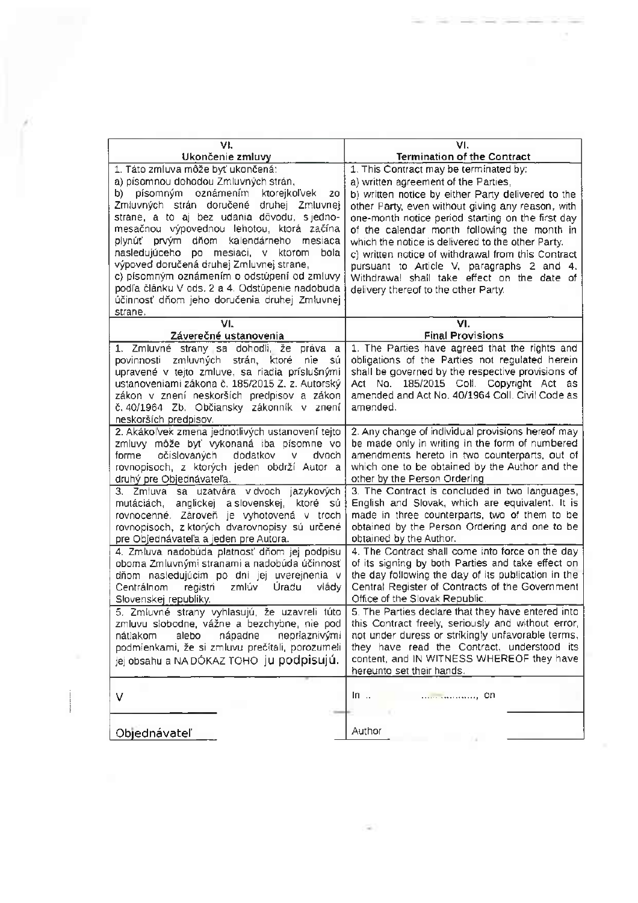| VI.<br>Ukončenie zmluvy | VI.<br>Termination of the Contract |
|---|---|
| 1. Táto zmluva môže byť ukončená:<br>a) písomnou dohodou Zmluvných strán,<br>b) písomným oznámením ktorejkoľvek zo Zmluvných strán doručené druhej Zmluvnej strane, a to aj bez udania dôvodu, s jednomesačnou výpovednou lehotou, ktorá začína plynúť prvým dňom kalendárneho mesiaca nasledujúceho po mesiaci, v ktorom bola výpoveď doručená druhej Zmluvnej strane,<br>c) písomným oznámením o odstúpení od zmluvy podľa článku V ods. 2 a 4. Odstúpenie nadobúda účinnosť dňom jeho doručenia druhej Zmluvnej strane. | 1. This Contract may be terminated by:<br>a) written agreement of the Parties,<br>b) written notice by either Party delivered to the other Party, even without giving any reason, with one-month notice period starting on the first day of the calendar month following the month in which the notice is delivered to the other Party.<br>c) written notice of withdrawal from this Contract pursuant to Article V, paragraphs 2 and 4. Withdrawal shall take effect on the date of delivery thereof to the other Party. |
| **VI.<br>Záverečné ustanovenia** | **VI.<br>Final Provisions** |
| 1. Zmluvné strany sa dohodli, že práva a povinnosti zmluvných strán, ktoré nie sú upravené v tejto zmluve, sa riadia príslušnými ustanoveniami zákona č. 185/2015 Z. z. Autorský zákon v znení neskorších predpisov a zákon č. 40/1964 Zb. Občiansky zákonník v znení neskorších predpisov. | 1. The Parties have agreed that the rights and obligations of the Parties not regulated herein shall be governed by the respective provisions of Act No. 185/2015 Coll. Copyright Act as amended and Act No. 40/1964 Coll. Civil Code as amended. |
| 2. Akákoľvek zmena jednotlivých ustanovení tejto zmluvy môže byť vykonaná iba písomne vo forme očíslovaných dodatkov v dvoch rovnopisoch, z ktorých jeden obdrží Autor a druhý pre Objednávateľa. | 2. Any change of individual provisions hereof may be made only in writing in the form of numbered amendments hereto in two counterparts, out of which one to be obtained by the Author and the other by the Person Ordering |
| 3. Zmluva sa uzatvára v dvoch jazykových mutáciách, anglickej a slovenskej, ktoré sú rovnocenné. Zároveň je vyhotovená v troch rovnopisoch, z ktorých dva rovnopisy sú určené pre Objednávateľa a jeden pre Autora. | 3. The Contract is concluded in two languages, English and Slovak, which are equivalent. It is made in three counterparts, two of them to be obtained by the Person Ordering and one to be obtained by the Author. |
| 4. Zmluva nadobúda platnosť dňom jej podpisu oboma Zmluvnými stranami a nadobúda účinnosť dňom nasledujúcim po dni jej uverejnenia v Centrálnom registri zmlúv Úradu vlády Slovenskej republiky. | 4. The Contract shall come into force on the day of its signing by both Parties and take effect on the day following the day of its publication in the Central Register of Contracts of the Government Office of the Slovak Republic. |
| 5. Zmluvné strany vyhlasujú, že uzavreli túto zmluvu slobodne, vážne a bezchybne, nie pod nátlakom alebo nápadne nepriaznivými podmienkami, že si zmluvu prečítali, porozumeli jej obsahu a NA DÔKAZ TOHO ju podpisujú. | 5. The Parties declare that they have entered into this Contract freely, seriously and without error, not under duress or strikingly unfavorable terms, they have read the Contract, understood its content, and IN WITNESS WHEREOF they have hereunto set their hands. |
| V | In .. ................, on |
| Objednávateľ | Author |